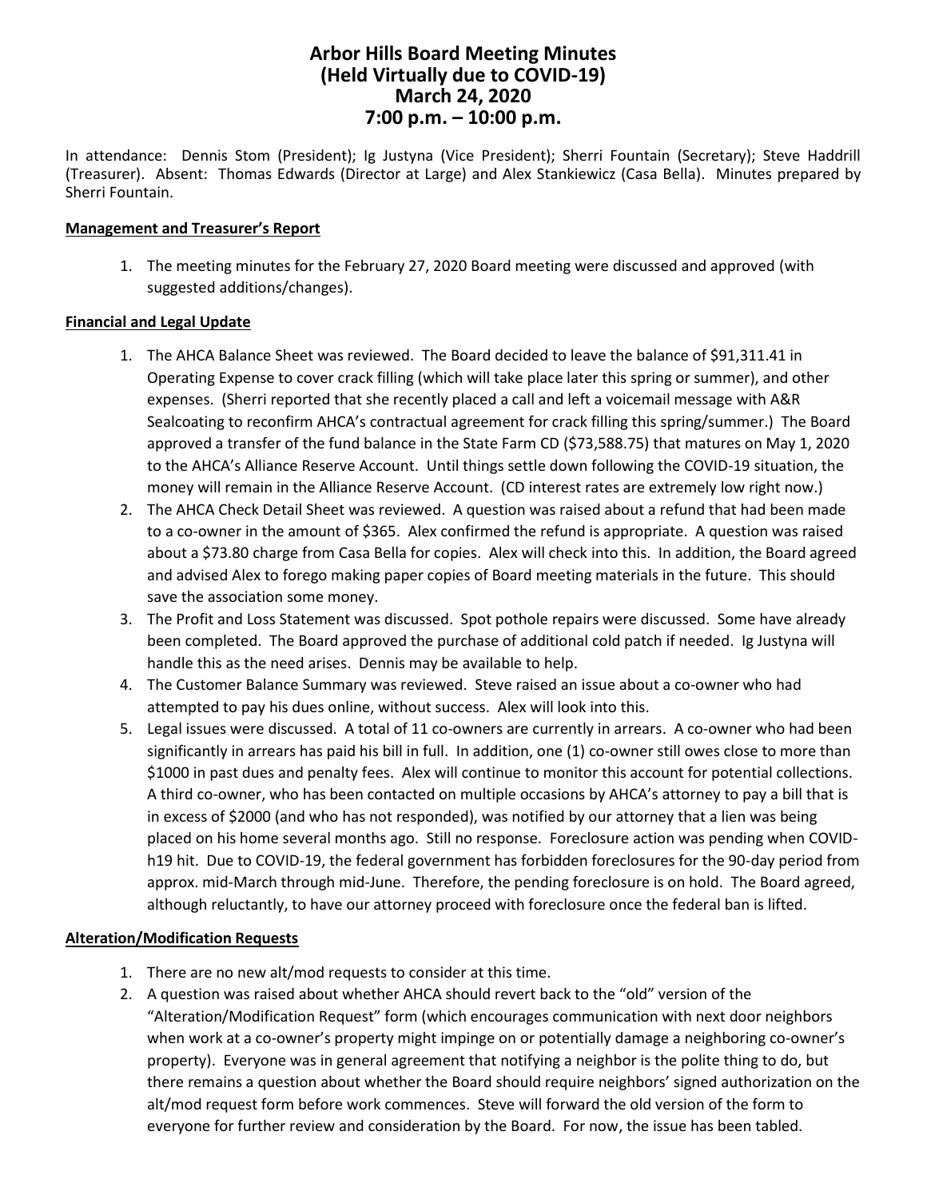# Arbor Hills Board Meeting Minutes
# (Held Virtually due to COVID-19)
# March 24, 2020
# 7:00 p.m. – 10:00 p.m.

In attendance: Dennis Stom (President); Ig Justyna (Vice President); Sherri Fountain (Secretary); Steve Haddrill (Treasurer). Absent: Thomas Edwards (Director at Large) and Alex Stankiewicz (Casa Bella). Minutes prepared by Sherri Fountain.

**Management and Treasurer's Report**

1. The meeting minutes for the February 27, 2020 Board meeting were discussed and approved (with suggested additions/changes).

**Financial and Legal Update**

1. The AHCA Balance Sheet was reviewed. The Board decided to leave the balance of $91,311.41 in Operating Expense to cover crack filling (which will take place later this spring or summer), and other expenses. (Sherri reported that she recently placed a call and left a voicemail message with A&R Sealcoating to reconfirm AHCA's contractual agreement for crack filling this spring/summer.) The Board approved a transfer of the fund balance in the State Farm CD ($73,588.75) that matures on May 1, 2020 to the AHCA's Alliance Reserve Account. Until things settle down following the COVID-19 situation, the money will remain in the Alliance Reserve Account. (CD interest rates are extremely low right now.)
2. The AHCA Check Detail Sheet was reviewed. A question was raised about a refund that had been made to a co-owner in the amount of $365. Alex confirmed the refund is appropriate. A question was raised about a $73.80 charge from Casa Bella for copies. Alex will check into this. In addition, the Board agreed and advised Alex to forego making paper copies of Board meeting materials in the future. This should save the association some money.
3. The Profit and Loss Statement was discussed. Spot pothole repairs were discussed. Some have already been completed. The Board approved the purchase of additional cold patch if needed. Ig Justyna will handle this as the need arises. Dennis may be available to help.
4. The Customer Balance Summary was reviewed. Steve raised an issue about a co-owner who had attempted to pay his dues online, without success. Alex will look into this.
5. Legal issues were discussed. A total of 11 co-owners are currently in arrears. A co-owner who had been significantly in arrears has paid his bill in full. In addition, one (1) co-owner still owes close to more than $1000 in past dues and penalty fees. Alex will continue to monitor this account for potential collections. A third co-owner, who has been contacted on multiple occasions by AHCA's attorney to pay a bill that is in excess of $2000 (and who has not responded), was notified by our attorney that a lien was being placed on his home several months ago. Still no response. Foreclosure action was pending when COVID-h19 hit. Due to COVID-19, the federal government has forbidden foreclosures for the 90-day period from approx. mid-March through mid-June. Therefore, the pending foreclosure is on hold. The Board agreed, although reluctantly, to have our attorney proceed with foreclosure once the federal ban is lifted.

**Alteration/Modification Requests**

1. There are no new alt/mod requests to consider at this time.
2. A question was raised about whether AHCA should revert back to the "old" version of the "Alteration/Modification Request" form (which encourages communication with next door neighbors when work at a co-owner's property might impinge on or potentially damage a neighboring co-owner's property). Everyone was in general agreement that notifying a neighbor is the polite thing to do, but there remains a question about whether the Board should require neighbors' signed authorization on the alt/mod request form before work commences. Steve will forward the old version of the form to everyone for further review and consideration by the Board. For now, the issue has been tabled.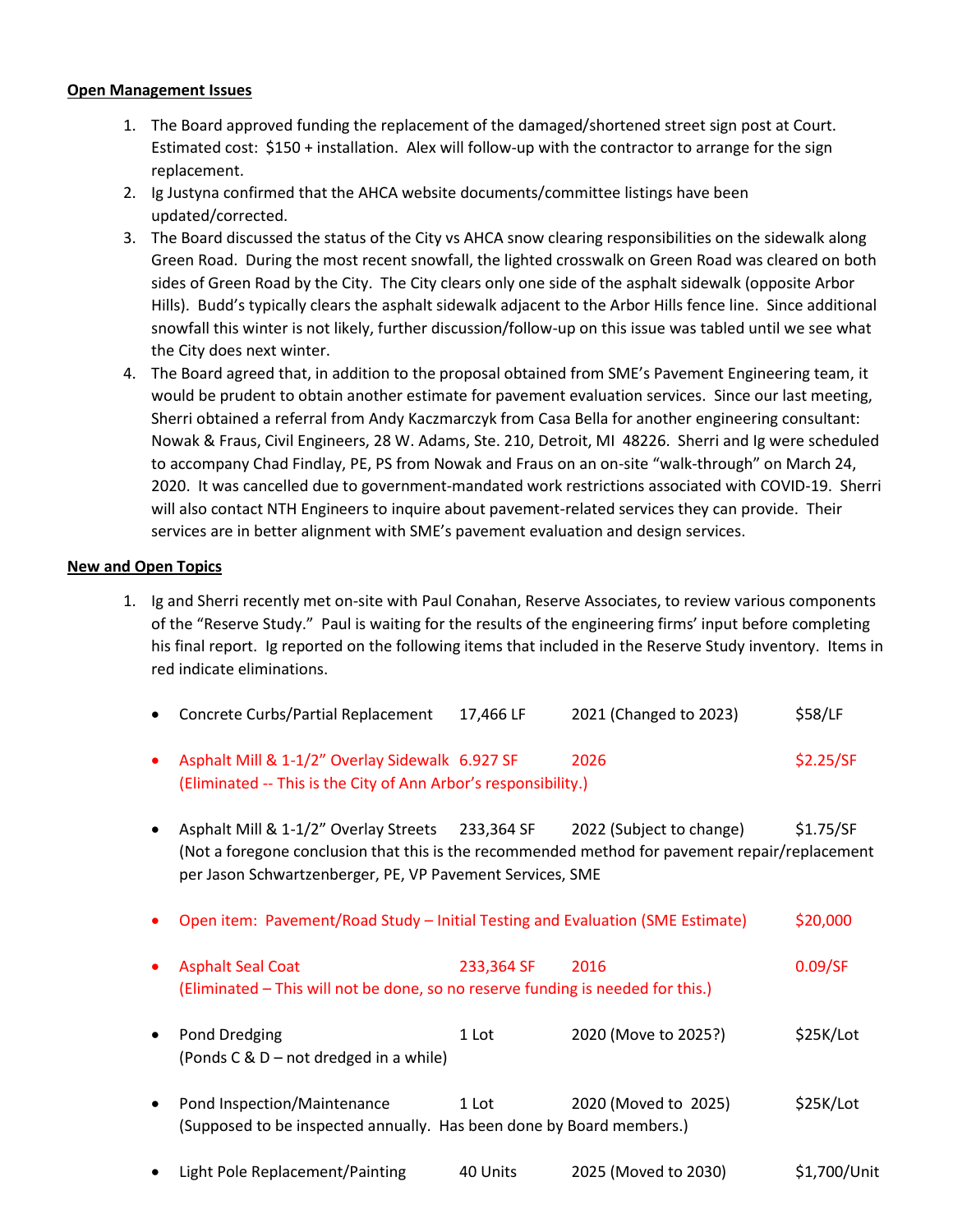**Open Management Issues**

1. The Board approved funding the replacement of the damaged/shortened street sign post at Court. Estimated cost: $150 + installation. Alex will follow-up with the contractor to arrange for the sign replacement.
2. Ig Justyna confirmed that the AHCA website documents/committee listings have been updated/corrected.
3. The Board discussed the status of the City vs AHCA snow clearing responsibilities on the sidewalk along Green Road. During the most recent snowfall, the lighted crosswalk on Green Road was cleared on both sides of Green Road by the City. The City clears only one side of the asphalt sidewalk (opposite Arbor Hills). Budd's typically clears the asphalt sidewalk adjacent to the Arbor Hills fence line. Since additional snowfall this winter is not likely, further discussion/follow-up on this issue was tabled until we see what the City does next winter.
4. The Board agreed that, in addition to the proposal obtained from SME's Pavement Engineering team, it would be prudent to obtain another estimate for pavement evaluation services. Since our last meeting, Sherri obtained a referral from Andy Kaczmarczyk from Casa Bella for another engineering consultant: Nowak & Fraus, Civil Engineers, 28 W. Adams, Ste. 210, Detroit, MI 48226. Sherri and Ig were scheduled to accompany Chad Findlay, PE, PS from Nowak and Fraus on an on-site "walk-through" on March 24, 2020. It was cancelled due to government-mandated work restrictions associated with COVID-19. Sherri will also contact NTH Engineers to inquire about pavement-related services they can provide. Their services are in better alignment with SME's pavement evaluation and design services.

**New and Open Topics**

1. Ig and Sherri recently met on-site with Paul Conahan, Reserve Associates, to review various components of the "Reserve Study." Paul is waiting for the results of the engineering firms' input before completing his final report. Ig reported on the following items that included in the Reserve Study inventory. Items in red indicate eliminations.

   - Concrete Curbs/Partial Replacement 17,466 LF 2021 (Changed to 2023) $58/LF
   - Asphalt Mill & 1-1/2" Overlay Sidewalk 6.927 SF 2026 $2.25/SF
     (Eliminated -- This is the City of Ann Arbor's responsibility.)
   - Asphalt Mill & 1-1/2" Overlay Streets 233,364 SF 2022 (Subject to change) $1.75/SF
     (Not a foregone conclusion that this is the recommended method for pavement repair/replacement per Jason Schwartzenberger, PE, VP Pavement Services, SME
   - Open item: Pavement/Road Study – Initial Testing and Evaluation (SME Estimate) $20,000
   - Asphalt Seal Coat 233,364 SF 2016 0.09/SF
     (Eliminated – This will not be done, so no reserve funding is needed for this.)
   - Pond Dredging 1 Lot 2020 (Move to 2025?) $25K/Lot
     (Ponds C & D – not dredged in a while)
   - Pond Inspection/Maintenance 1 Lot 2020 (Moved to 2025) $25K/Lot
     (Supposed to be inspected annually. Has been done by Board members.)
   - Light Pole Replacement/Painting 40 Units 2025 (Moved to 2030) $1,700/Unit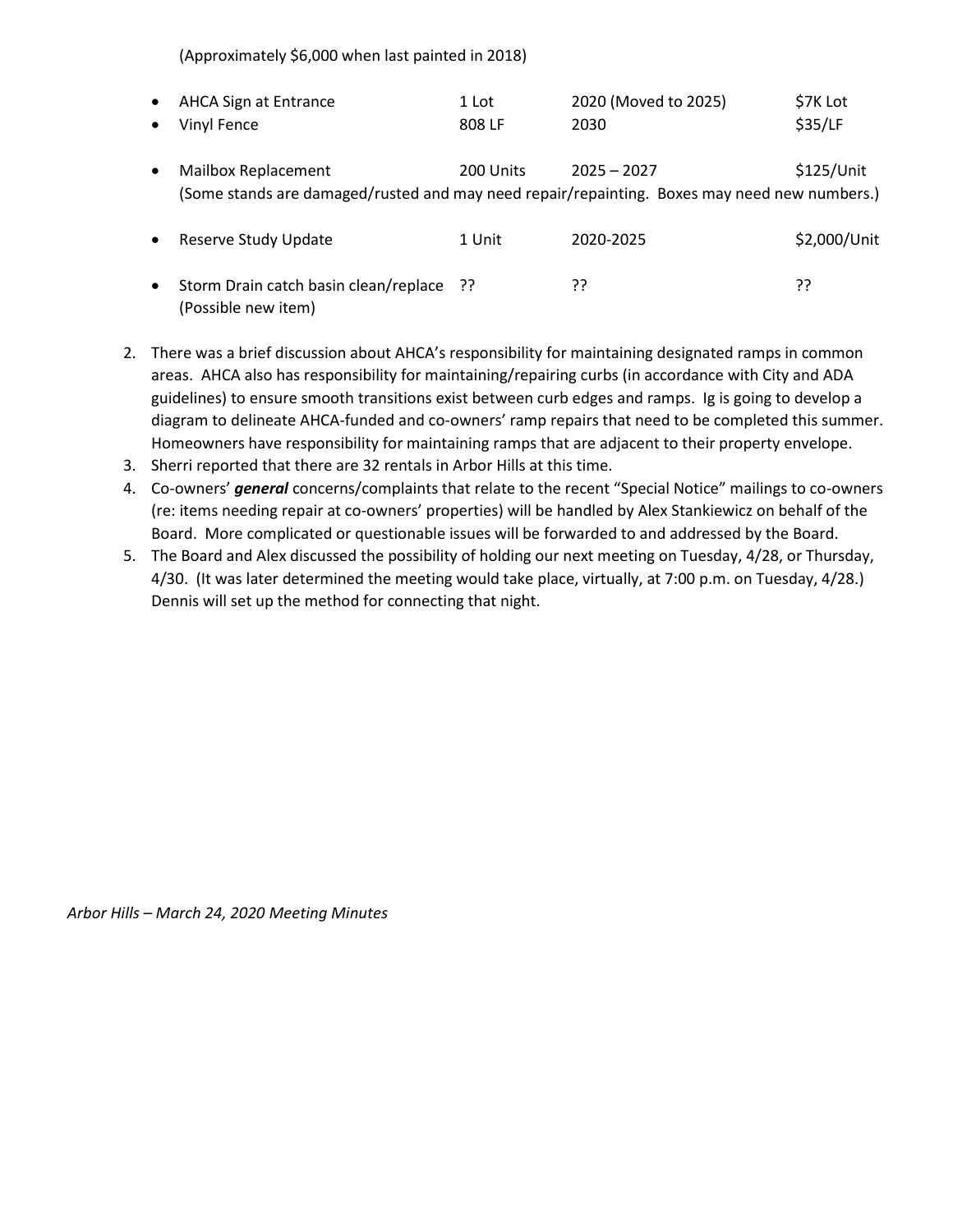(Approximately $6,000 when last painted in 2018)

| | | | |
|---|---|---|---|
| • AHCA Sign at Entrance | 1 Lot | 2020 (Moved to 2025) | $7K Lot |
| • Vinyl Fence | 808 LF | 2030 | $35/LF |
| • Mailbox Replacement | 200 Units | 2025 – 2027 | $125/Unit |

(Some stands are damaged/rusted and may need repair/repainting. Boxes may need new numbers.)

| | | | |
|---|---|---|---|
| • Reserve Study Update | 1 Unit | 2020-2025 | $2,000/Unit |
| • Storm Drain catch basin clean/replace (Possible new item) | ?? | ?? | ?? |

2. There was a brief discussion about AHCA's responsibility for maintaining designated ramps in common areas. AHCA also has responsibility for maintaining/repairing curbs (in accordance with City and ADA guidelines) to ensure smooth transitions exist between curb edges and ramps. Ig is going to develop a diagram to delineate AHCA-funded and co-owners' ramp repairs that need to be completed this summer. Homeowners have responsibility for maintaining ramps that are adjacent to their property envelope.
3. Sherri reported that there are 32 rentals in Arbor Hills at this time.
4. Co-owners' ***general*** concerns/complaints that relate to the recent "Special Notice" mailings to co-owners (re: items needing repair at co-owners' properties) will be handled by Alex Stankiewicz on behalf of the Board. More complicated or questionable issues will be forwarded to and addressed by the Board.
5. The Board and Alex discussed the possibility of holding our next meeting on Tuesday, 4/28, or Thursday, 4/30. (It was later determined the meeting would take place, virtually, at 7:00 p.m. on Tuesday, 4/28.) Dennis will set up the method for connecting that night.